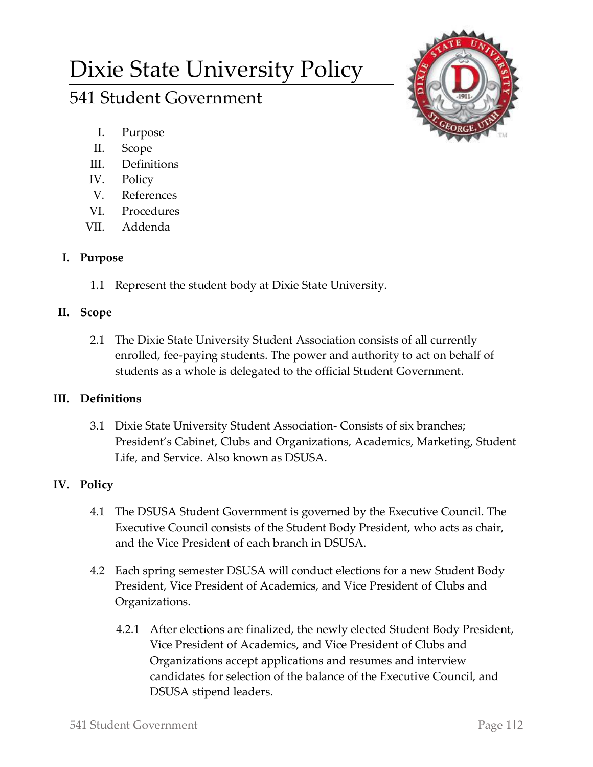# Dixie State University Policy

## 541 Student Government

I. Purpose
II. Scope
III. Definitions
IV. Policy
V. References
VI. Procedures
VII. Addenda

### I. Purpose

1.1 Represent the student body at Dixie State University.

### II. Scope

2.1 The Dixie State University Student Association consists of all currently enrolled, fee-paying students. The power and authority to act on behalf of students as a whole is delegated to the official Student Government.

### III. Definitions

3.1 Dixie State University Student Association- Consists of six branches; President's Cabinet, Clubs and Organizations, Academics, Marketing, Student Life, and Service. Also known as DSUSA.

### IV. Policy

4.1 The DSUSA Student Government is governed by the Executive Council. The Executive Council consists of the Student Body President, who acts as chair, and the Vice President of each branch in DSUSA.

4.2 Each spring semester DSUSA will conduct elections for a new Student Body President, Vice President of Academics, and Vice President of Clubs and Organizations.

4.2.1 After elections are finalized, the newly elected Student Body President, Vice President of Academics, and Vice President of Clubs and Organizations accept applications and resumes and interview candidates for selection of the balance of the Executive Council, and DSUSA stipend leaders.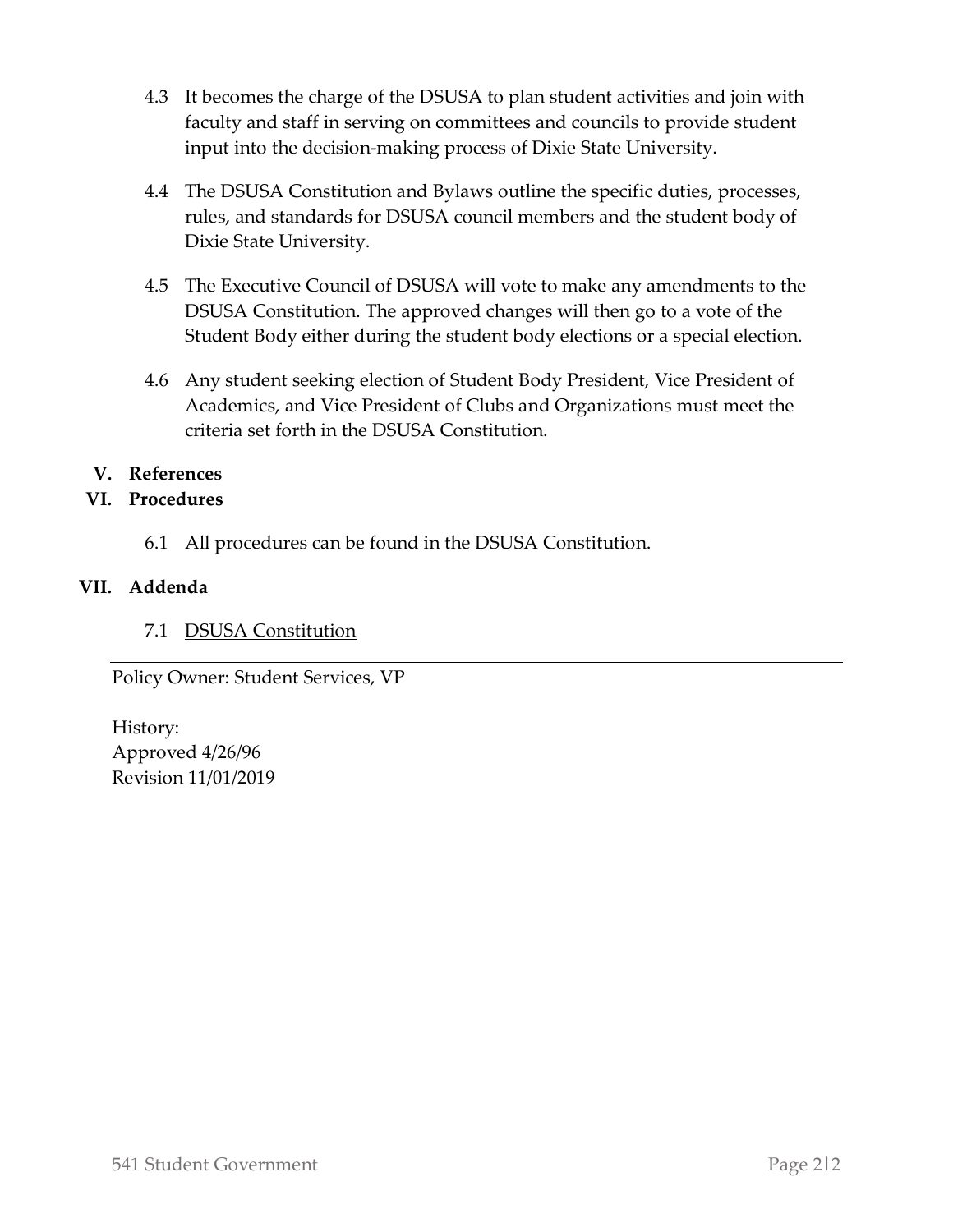4.3 It becomes the charge of the DSUSA to plan student activities and join with faculty and staff in serving on committees and councils to provide student input into the decision-making process of Dixie State University.

4.4 The DSUSA Constitution and Bylaws outline the specific duties, processes, rules, and standards for DSUSA council members and the student body of Dixie State University.

4.5 The Executive Council of DSUSA will vote to make any amendments to the DSUSA Constitution. The approved changes will then go to a vote of the Student Body either during the student body elections or a special election.

4.6 Any student seeking election of Student Body President, Vice President of Academics, and Vice President of Clubs and Organizations must meet the criteria set forth in the DSUSA Constitution.

## V. References

## VI. Procedures

6.1 All procedures can be found in the DSUSA Constitution.

## VII. Addenda

7.1 DSUSA Constitution

---

Policy Owner: Student Services, VP

History:
Approved 4/26/96
Revision 11/01/2019